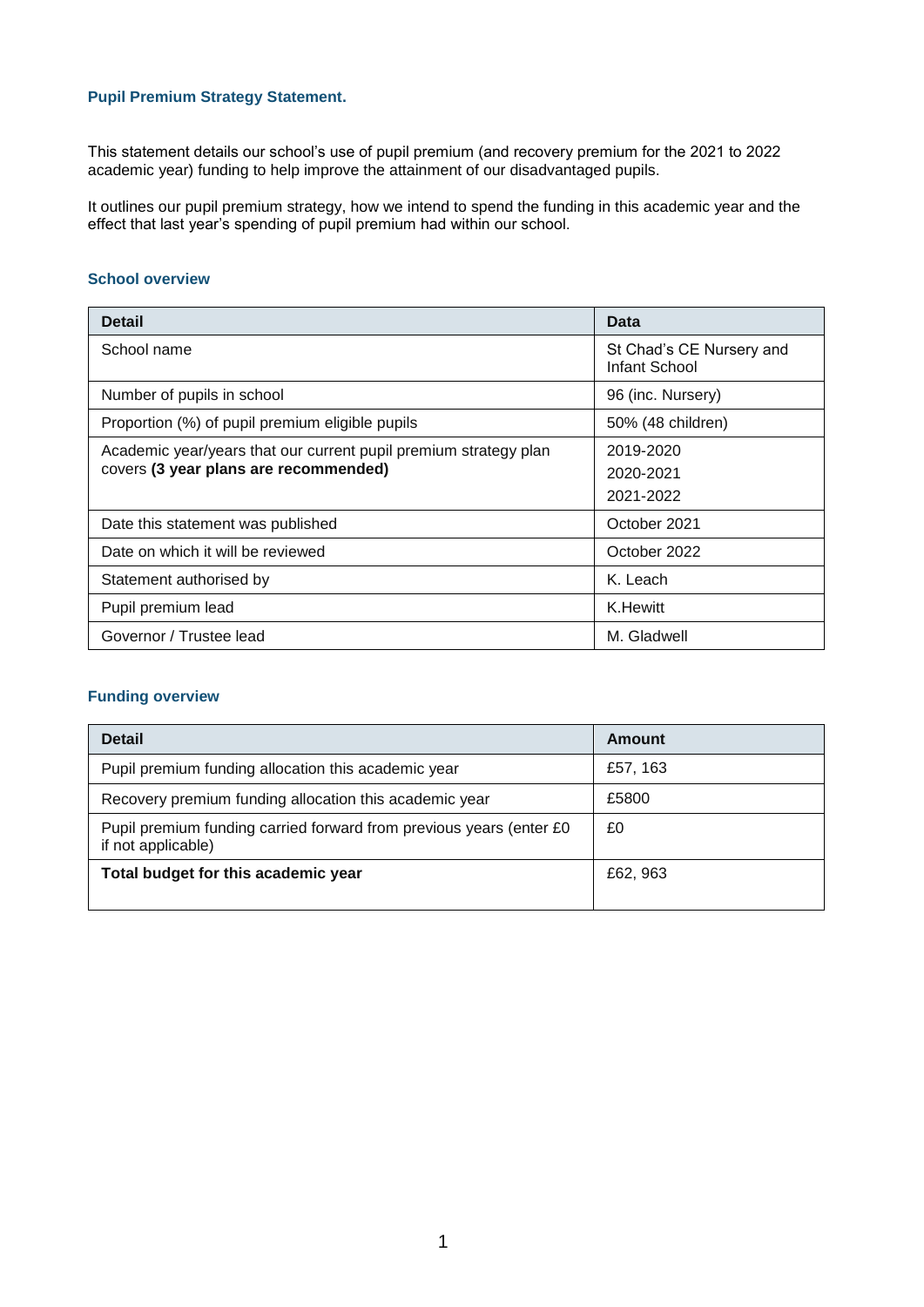## Pupil Premium Strategy Statement.

This statement details our school's use of pupil premium (and recovery premium for the 2021 to 2022 academic year) funding to help improve the attainment of our disadvantaged pupils.

It outlines our pupil premium strategy, how we intend to spend the funding in this academic year and the effect that last year's spending of pupil premium had within our school.

### School overview

| Detail | Data |
|---|---|
| School name | St Chad's CE Nursery and Infant School |
| Number of pupils in school | 96 (inc. Nursery) |
| Proportion (%) of pupil premium eligible pupils | 50% (48 children) |
| Academic year/years that our current pupil premium strategy plan covers **(3 year plans are recommended)** | 2019-2020<br>2020-2021<br>2021-2022 |
| Date this statement was published | October 2021 |
| Date on which it will be reviewed | October 2022 |
| Statement authorised by | K. Leach |
| Pupil premium lead | K.Hewitt |
| Governor / Trustee lead | M. Gladwell |

### Funding overview

| Detail | Amount |
|---|---|
| Pupil premium funding allocation this academic year | £57, 163 |
| Recovery premium funding allocation this academic year | £5800 |
| Pupil premium funding carried forward from previous years (enter £0 if not applicable) | £0 |
| **Total budget for this academic year** | £62, 963 |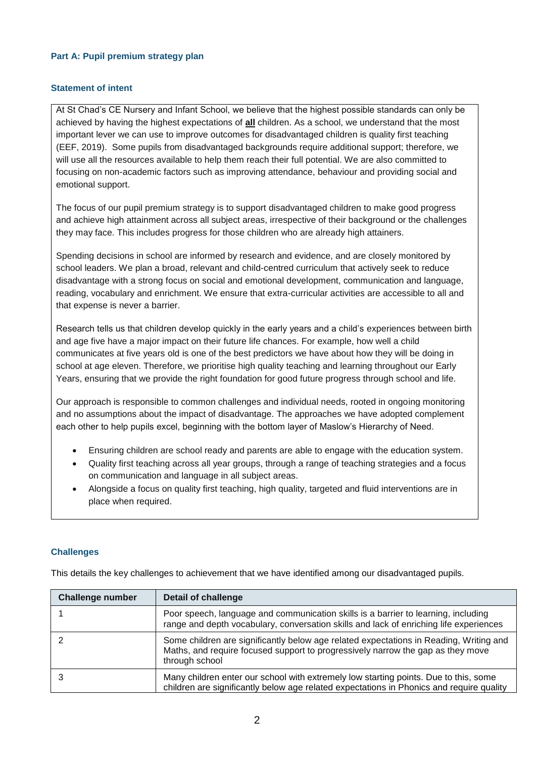## Part A: Pupil premium strategy plan

### Statement of intent

At St Chad's CE Nursery and Infant School, we believe that the highest possible standards can only be achieved by having the highest expectations of **all** children. As a school, we understand that the most important lever we can use to improve outcomes for disadvantaged children is quality first teaching (EEF, 2019). Some pupils from disadvantaged backgrounds require additional support; therefore, we will use all the resources available to help them reach their full potential. We are also committed to focusing on non-academic factors such as improving attendance, behaviour and providing social and emotional support.

The focus of our pupil premium strategy is to support disadvantaged children to make good progress and achieve high attainment across all subject areas, irrespective of their background or the challenges they may face. This includes progress for those children who are already high attainers.

Spending decisions in school are informed by research and evidence, and are closely monitored by school leaders. We plan a broad, relevant and child-centred curriculum that actively seek to reduce disadvantage with a strong focus on social and emotional development, communication and language, reading, vocabulary and enrichment. We ensure that extra-curricular activities are accessible to all and that expense is never a barrier.

Research tells us that children develop quickly in the early years and a child's experiences between birth and age five have a major impact on their future life chances. For example, how well a child communicates at five years old is one of the best predictors we have about how they will be doing in school at age eleven. Therefore, we prioritise high quality teaching and learning throughout our Early Years, ensuring that we provide the right foundation for good future progress through school and life.

Our approach is responsible to common challenges and individual needs, rooted in ongoing monitoring and no assumptions about the impact of disadvantage. The approaches we have adopted complement each other to help pupils excel, beginning with the bottom layer of Maslow's Hierarchy of Need.

- Ensuring children are school ready and parents are able to engage with the education system.
- Quality first teaching across all year groups, through a range of teaching strategies and a focus on communication and language in all subject areas.
- Alongside a focus on quality first teaching, high quality, targeted and fluid interventions are in place when required.

### Challenges

This details the key challenges to achievement that we have identified among our disadvantaged pupils.

| Challenge number | Detail of challenge |
|---|---|
| 1 | Poor speech, language and communication skills is a barrier to learning, including range and depth vocabulary, conversation skills and lack of enriching life experiences |
| 2 | Some children are significantly below age related expectations in Reading, Writing and Maths, and require focused support to progressively narrow the gap as they move through school |
| 3 | Many children enter our school with extremely low starting points. Due to this, some children are significantly below age related expectations in Phonics and require quality |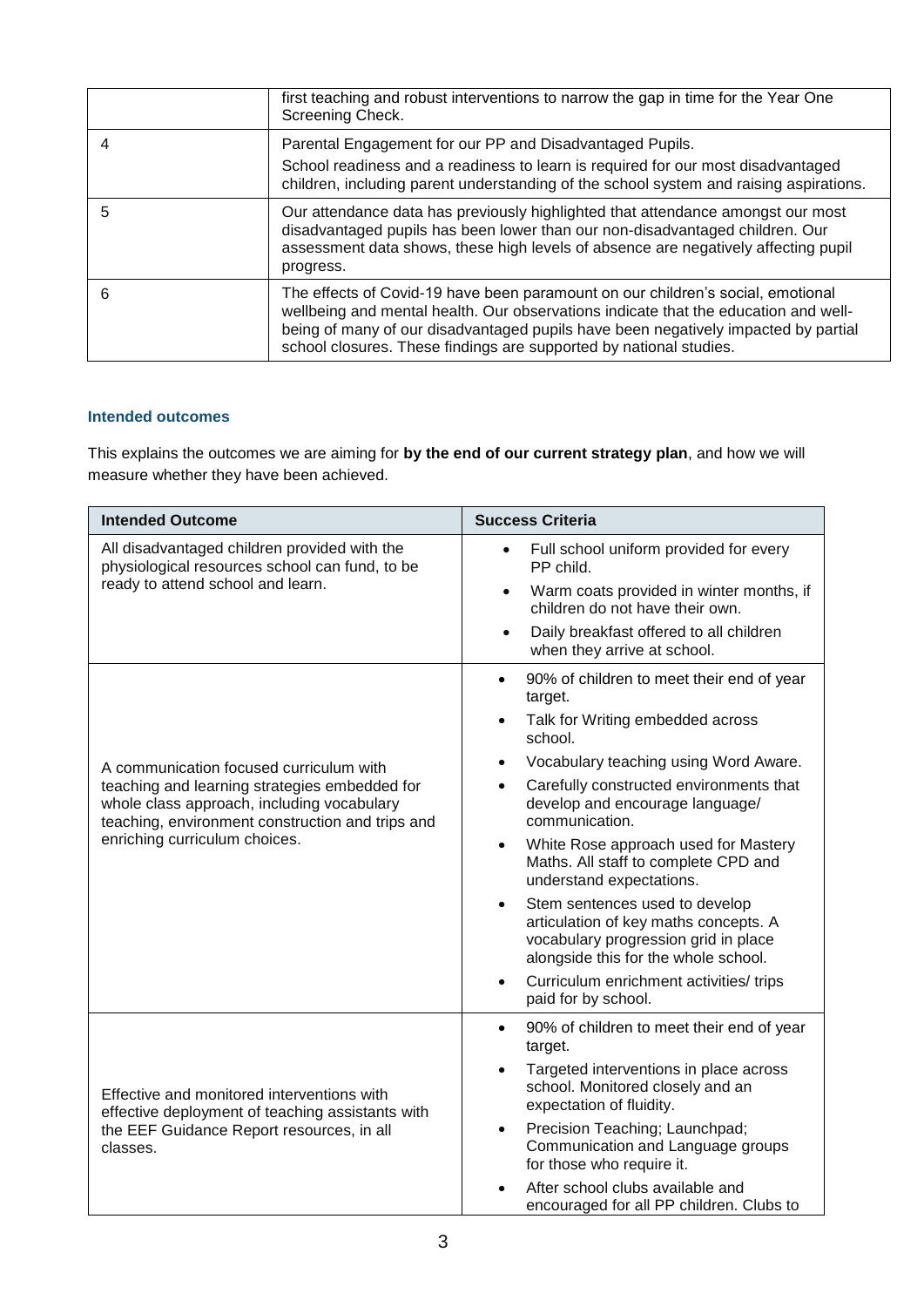| | |
|---|---|
| | first teaching and robust interventions to narrow the gap in time for the Year One Screening Check. |
| 4 | Parental Engagement for our PP and Disadvantaged Pupils.<br>School readiness and a readiness to learn is required for our most disadvantaged children, including parent understanding of the school system and raising aspirations. |
| 5 | Our attendance data has previously highlighted that attendance amongst our most disadvantaged pupils has been lower than our non-disadvantaged children. Our assessment data shows, these high levels of absence are negatively affecting pupil progress. |
| 6 | The effects of Covid-19 have been paramount on our children's social, emotional wellbeing and mental health. Our observations indicate that the education and well-being of many of our disadvantaged pupils have been negatively impacted by partial school closures. These findings are supported by national studies. |

### Intended outcomes

This explains the outcomes we are aiming for **by the end of our current strategy plan**, and how we will measure whether they have been achieved.

| Intended Outcome | Success Criteria |
|---|---|
| All disadvantaged children provided with the physiological resources school can fund, to be ready to attend school and learn. | • Full school uniform provided for every PP child.<br>• Warm coats provided in winter months, if children do not have their own.<br>• Daily breakfast offered to all children when they arrive at school. |
| A communication focused curriculum with teaching and learning strategies embedded for whole class approach, including vocabulary teaching, environment construction and trips and enriching curriculum choices. | • 90% of children to meet their end of year target.<br>• Talk for Writing embedded across school.<br>• Vocabulary teaching using Word Aware.<br>• Carefully constructed environments that develop and encourage language/ communication.<br>• White Rose approach used for Mastery Maths. All staff to complete CPD and understand expectations.<br>• Stem sentences used to develop articulation of key maths concepts. A vocabulary progression grid in place alongside this for the whole school.<br>• Curriculum enrichment activities/ trips paid for by school. |
| Effective and monitored interventions with effective deployment of teaching assistants with the EEF Guidance Report resources, in all classes. | • 90% of children to meet their end of year target.<br>• Targeted interventions in place across school. Monitored closely and an expectation of fluidity.<br>• Precision Teaching; Launchpad; Communication and Language groups for those who require it.<br>• After school clubs available and encouraged for all PP children. Clubs to |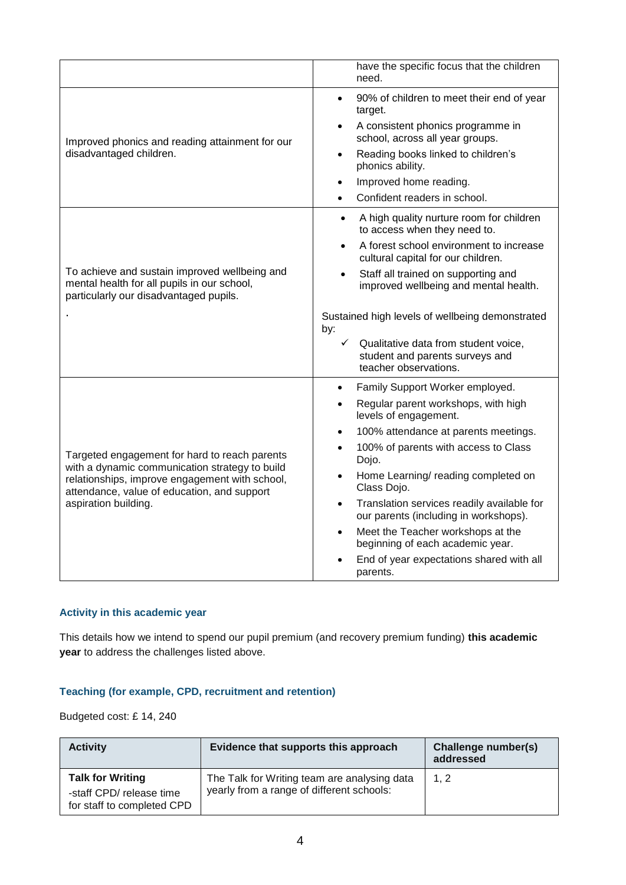| | |
|---|---|
| | have the specific focus that the children need. |
| Improved phonics and reading attainment for our disadvantaged children. | • 90% of children to meet their end of year target.<br>• A consistent phonics programme in school, across all year groups.<br>• Reading books linked to children's phonics ability.<br>• Improved home reading.<br>• Confident readers in school. |
| To achieve and sustain improved wellbeing and mental health for all pupils in our school, particularly our disadvantaged pupils.<br><br>. | • A high quality nurture room for children to access when they need to.<br>• A forest school environment to increase cultural capital for our children.<br>• Staff all trained on supporting and improved wellbeing and mental health.<br><br>Sustained high levels of wellbeing demonstrated by:<br>✓ Qualitative data from student voice, student and parents surveys and teacher observations. |
| Targeted engagement for hard to reach parents with a dynamic communication strategy to build relationships, improve engagement with school, attendance, value of education, and support aspiration building. | • Family Support Worker employed.<br>• Regular parent workshops, with high levels of engagement.<br>• 100% attendance at parents meetings.<br>• 100% of parents with access to Class Dojo.<br>• Home Learning/ reading completed on Class Dojo.<br>• Translation services readily available for our parents (including in workshops).<br>• Meet the Teacher workshops at the beginning of each academic year.<br>• End of year expectations shared with all parents. |

### Activity in this academic year

This details how we intend to spend our pupil premium (and recovery premium funding) **this academic year** to address the challenges listed above.

### Teaching (for example, CPD, recruitment and retention)

Budgeted cost: £ 14, 240

| Activity | Evidence that supports this approach | Challenge number(s) addressed |
|---|---|---|
| **Talk for Writing**<br>-staff CPD/ release time for staff to completed CPD | The Talk for Writing team are analysing data yearly from a range of different schools: | 1, 2 |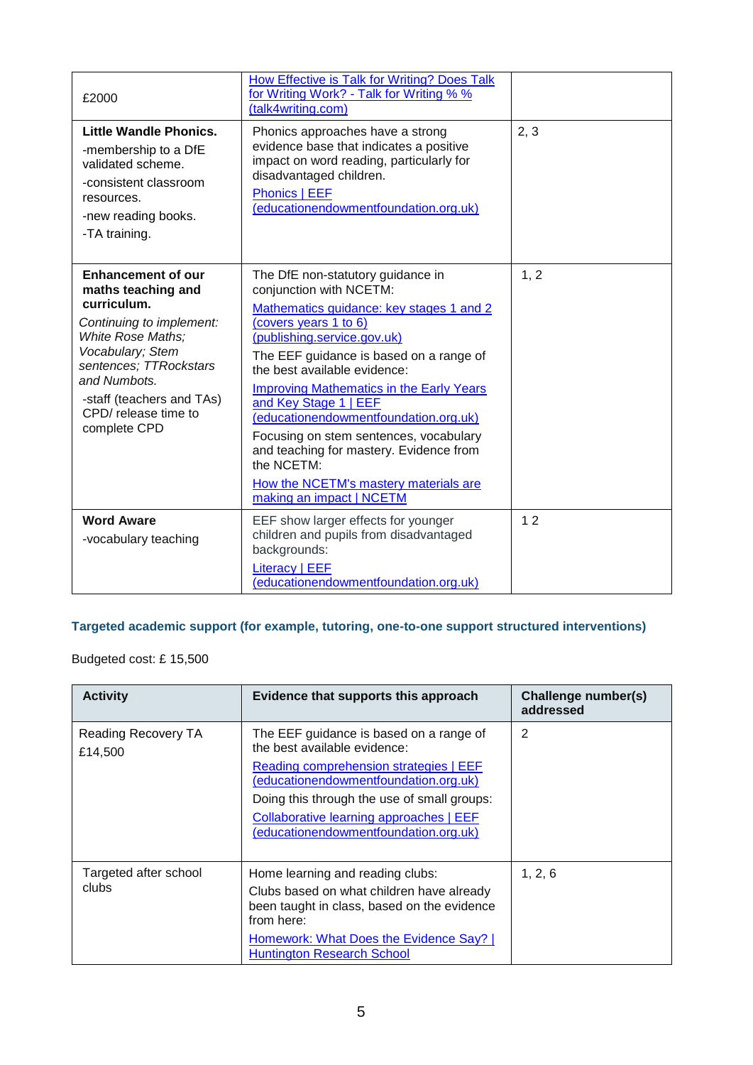| | | |
|---|---|---|
| £2000 | How Effective is Talk for Writing? Does Talk for Writing Work? - Talk for Writing % % (talk4writing.com) | |
| **Little Wandle Phonics.**<br>-membership to a DfE validated scheme.<br>-consistent classroom resources.<br>-new reading books.<br>-TA training. | Phonics approaches have a strong evidence base that indicates a positive impact on word reading, particularly for disadvantaged children.<br>Phonics \| EEF (educationendowmentfoundation.org.uk) | 2, 3 |
| **Enhancement of our maths teaching and curriculum.**<br>*Continuing to implement: White Rose Maths; Vocabulary; Stem sentences; TTRockstars and Numbots.*<br>-staff (teachers and TAs) CPD/ release time to complete CPD | The DfE non-statutory guidance in conjunction with NCETM:<br>Mathematics guidance: key stages 1 and 2 (covers years 1 to 6) (publishing.service.gov.uk)<br>The EEF guidance is based on a range of the best available evidence:<br>Improving Mathematics in the Early Years and Key Stage 1 \| EEF (educationendowmentfoundation.org.uk)<br>Focusing on stem sentences, vocabulary and teaching for mastery. Evidence from the NCETM:<br>How the NCETM's mastery materials are making an impact \| NCETM | 1, 2 |
| **Word Aware**<br>-vocabulary teaching | EEF show larger effects for younger children and pupils from disadvantaged backgrounds:<br>Literacy \| EEF (educationendowmentfoundation.org.uk) | 1 2 |

## Targeted academic support (for example, tutoring, one-to-one support structured interventions)

Budgeted cost: £ 15,500

| Activity | Evidence that supports this approach | Challenge number(s) addressed |
|---|---|---|
| Reading Recovery TA<br>£14,500 | The EEF guidance is based on a range of the best available evidence:<br>Reading comprehension strategies \| EEF (educationendowmentfoundation.org.uk)<br>Doing this through the use of small groups:<br>Collaborative learning approaches \| EEF (educationendowmentfoundation.org.uk) | 2 |
| Targeted after school clubs | Home learning and reading clubs:<br>Clubs based on what children have already been taught in class, based on the evidence from here:<br>Homework: What Does the Evidence Say? \| Huntington Research School | 1, 2, 6 |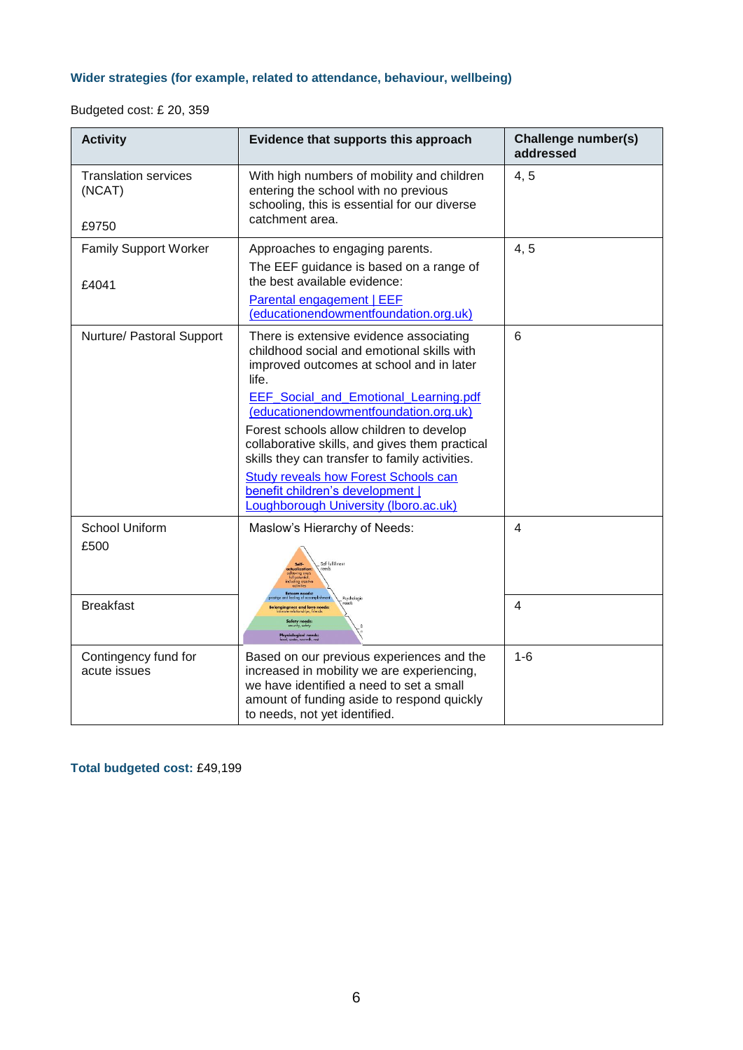### Wider strategies (for example, related to attendance, behaviour, wellbeing)

Budgeted cost: £ 20, 359

| Activity | Evidence that supports this approach | Challenge number(s) addressed |
|---|---|---|
| Translation services (NCAT)<br><br>£9750 | With high numbers of mobility and children entering the school with no previous schooling, this is essential for our diverse catchment area. | 4, 5 |
| Family Support Worker<br><br>£4041 | Approaches to engaging parents.<br>The EEF guidance is based on a range of the best available evidence:<br>[Parental engagement \| EEF (educationendowmentfoundation.org.uk)] | 4, 5 |
| Nurture/ Pastoral Support | There is extensive evidence associating childhood social and emotional skills with improved outcomes at school and in later life.<br>[EEF_Social_and_Emotional_Learning.pdf (educationendowmentfoundation.org.uk)]<br>Forest schools allow children to develop collaborative skills, and gives them practical skills they can transfer to family activities.<br>[Study reveals how Forest Schools can benefit children's development \| Loughborough University (lboro.ac.uk)] | 6 |
| School Uniform<br>£500 | Maslow's Hierarchy of Needs: | 4 |
| Breakfast | | 4 |
| Contingency fund for acute issues | Based on our previous experiences and the increased in mobility we are experiencing, we have identified a need to set a small amount of funding aside to respond quickly to needs, not yet identified. | 1-6 |

**Total budgeted cost:** £49,199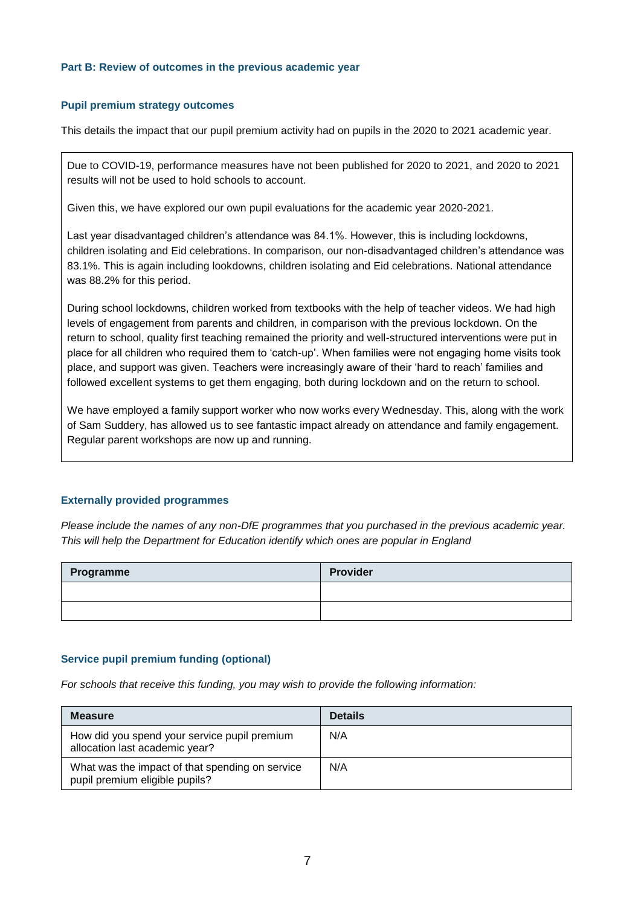## Part B: Review of outcomes in the previous academic year

### Pupil premium strategy outcomes

This details the impact that our pupil premium activity had on pupils in the 2020 to 2021 academic year.

Due to COVID-19, performance measures have not been published for 2020 to 2021, and 2020 to 2021 results will not be used to hold schools to account.

Given this, we have explored our own pupil evaluations for the academic year 2020-2021.

Last year disadvantaged children's attendance was 84.1%. However, this is including lockdowns, children isolating and Eid celebrations. In comparison, our non-disadvantaged children's attendance was 83.1%. This is again including lookdowns, children isolating and Eid celebrations. National attendance was 88.2% for this period.

During school lockdowns, children worked from textbooks with the help of teacher videos. We had high levels of engagement from parents and children, in comparison with the previous lockdown. On the return to school, quality first teaching remained the priority and well-structured interventions were put in place for all children who required them to 'catch-up'. When families were not engaging home visits took place, and support was given. Teachers were increasingly aware of their 'hard to reach' families and followed excellent systems to get them engaging, both during lockdown and on the return to school.

We have employed a family support worker who now works every Wednesday. This, along with the work of Sam Suddery, has allowed us to see fantastic impact already on attendance and family engagement. Regular parent workshops are now up and running.

### Externally provided programmes

*Please include the names of any non-DfE programmes that you purchased in the previous academic year. This will help the Department for Education identify which ones are popular in England*

| Programme | Provider |
|---|---|
| | |
| | |

### Service pupil premium funding (optional)

*For schools that receive this funding, you may wish to provide the following information:*

| Measure | Details |
|---|---|
| How did you spend your service pupil premium allocation last academic year? | N/A |
| What was the impact of that spending on service pupil premium eligible pupils? | N/A |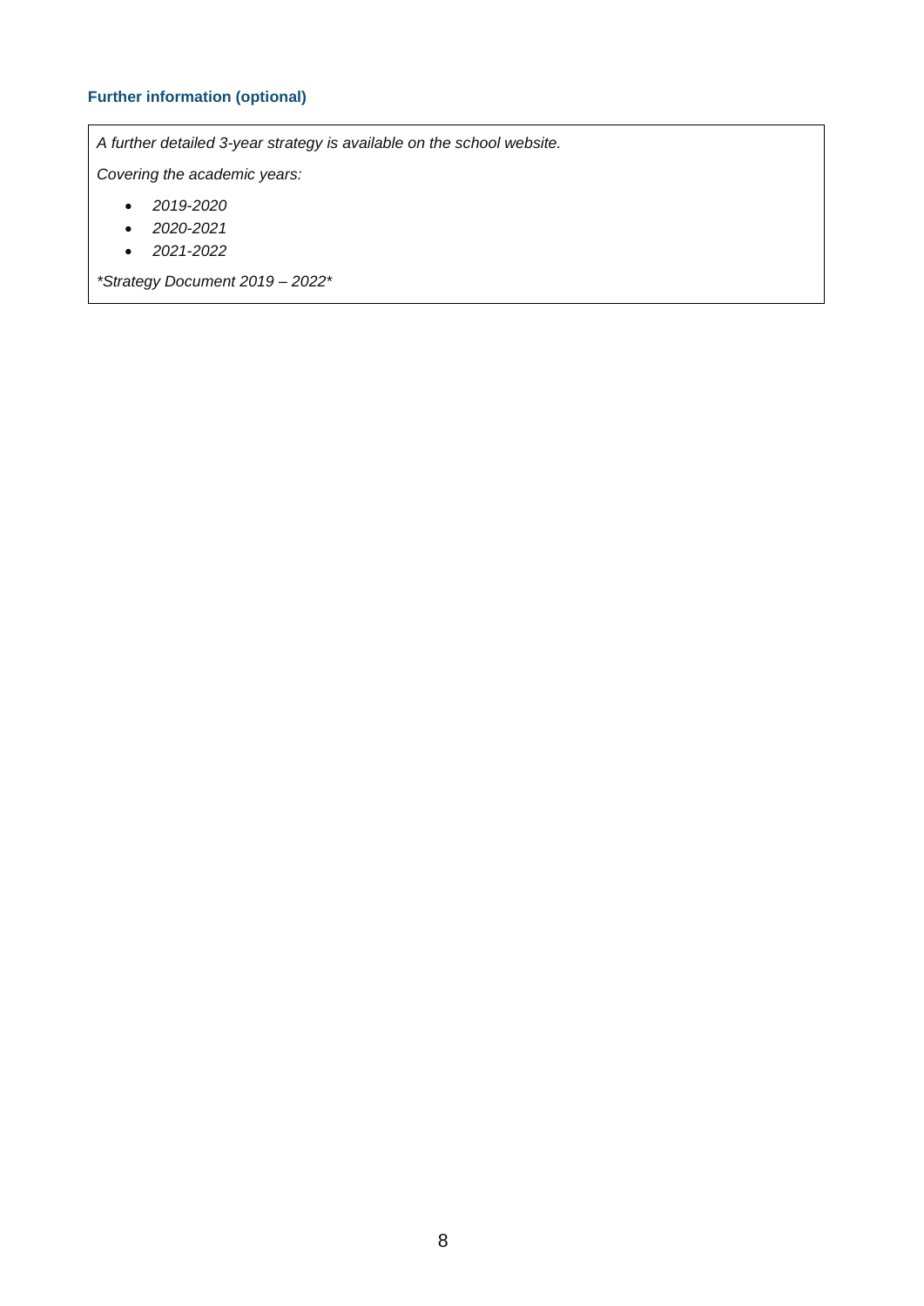### Further information (optional)

*A further detailed 3-year strategy is available on the school website.*

*Covering the academic years:*

- *2019-2020*
- *2020-2021*
- *2021-2022*

*\*Strategy Document 2019 – 2022\**